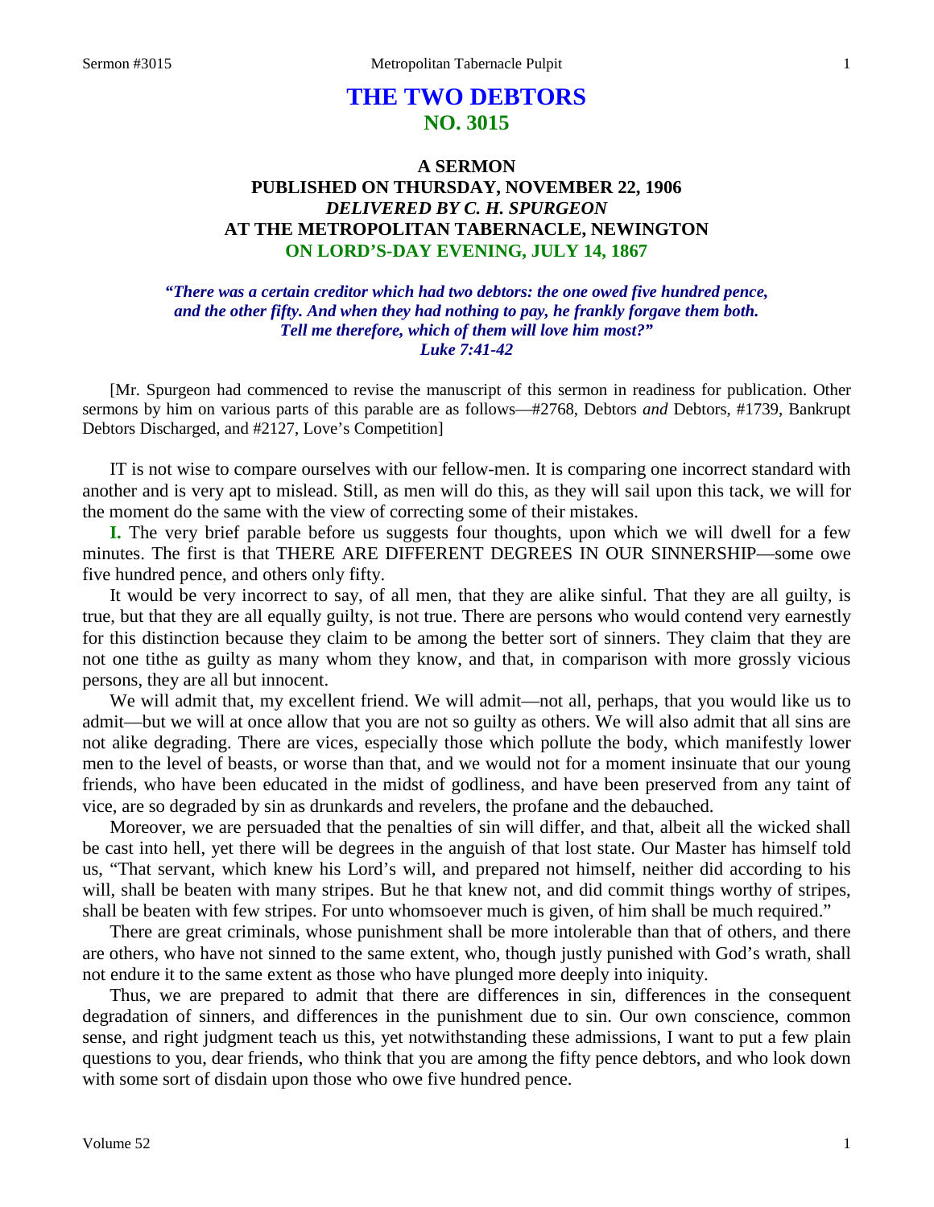# THE TWO DEBTORS
## NO. 3015

### A SERMON
### PUBLISHED ON THURSDAY, NOVEMBER 22, 1906
### *DELIVERED BY C. H. SPURGEON*
### AT THE METROPOLITAN TABERNACLE, NEWINGTON
### ON LORD'S-DAY EVENING, JULY 14, 1867

***"There was a certain creditor which had two debtors: the one owed five hundred pence, and the other fifty. And when they had nothing to pay, he frankly forgave them both. Tell me therefore, which of them will love him most?"***
***Luke 7:41-42***

[Mr. Spurgeon had commenced to revise the manuscript of this sermon in readiness for publication. Other sermons by him on various parts of this parable are as follows—#2768, Debtors *and* Debtors, #1739, Bankrupt Debtors Discharged, and #2127, Love's Competition]

IT is not wise to compare ourselves with our fellow-men. It is comparing one incorrect standard with another and is very apt to mislead. Still, as men will do this, as they will sail upon this tack, we will for the moment do the same with the view of correcting some of their mistakes.

**I.** The very brief parable before us suggests four thoughts, upon which we will dwell for a few minutes. The first is that THERE ARE DIFFERENT DEGREES IN OUR SINNERSHIP—some owe five hundred pence, and others only fifty.

It would be very incorrect to say, of all men, that they are alike sinful. That they are all guilty, is true, but that they are all equally guilty, is not true. There are persons who would contend very earnestly for this distinction because they claim to be among the better sort of sinners. They claim that they are not one tithe as guilty as many whom they know, and that, in comparison with more grossly vicious persons, they are all but innocent.

We will admit that, my excellent friend. We will admit—not all, perhaps, that you would like us to admit—but we will at once allow that you are not so guilty as others. We will also admit that all sins are not alike degrading. There are vices, especially those which pollute the body, which manifestly lower men to the level of beasts, or worse than that, and we would not for a moment insinuate that our young friends, who have been educated in the midst of godliness, and have been preserved from any taint of vice, are so degraded by sin as drunkards and revelers, the profane and the debauched.

Moreover, we are persuaded that the penalties of sin will differ, and that, albeit all the wicked shall be cast into hell, yet there will be degrees in the anguish of that lost state. Our Master has himself told us, "That servant, which knew his Lord's will, and prepared not himself, neither did according to his will, shall be beaten with many stripes. But he that knew not, and did commit things worthy of stripes, shall be beaten with few stripes. For unto whomsoever much is given, of him shall be much required."

There are great criminals, whose punishment shall be more intolerable than that of others, and there are others, who have not sinned to the same extent, who, though justly punished with God's wrath, shall not endure it to the same extent as those who have plunged more deeply into iniquity.

Thus, we are prepared to admit that there are differences in sin, differences in the consequent degradation of sinners, and differences in the punishment due to sin. Our own conscience, common sense, and right judgment teach us this, yet notwithstanding these admissions, I want to put a few plain questions to you, dear friends, who think that you are among the fifty pence debtors, and who look down with some sort of disdain upon those who owe five hundred pence.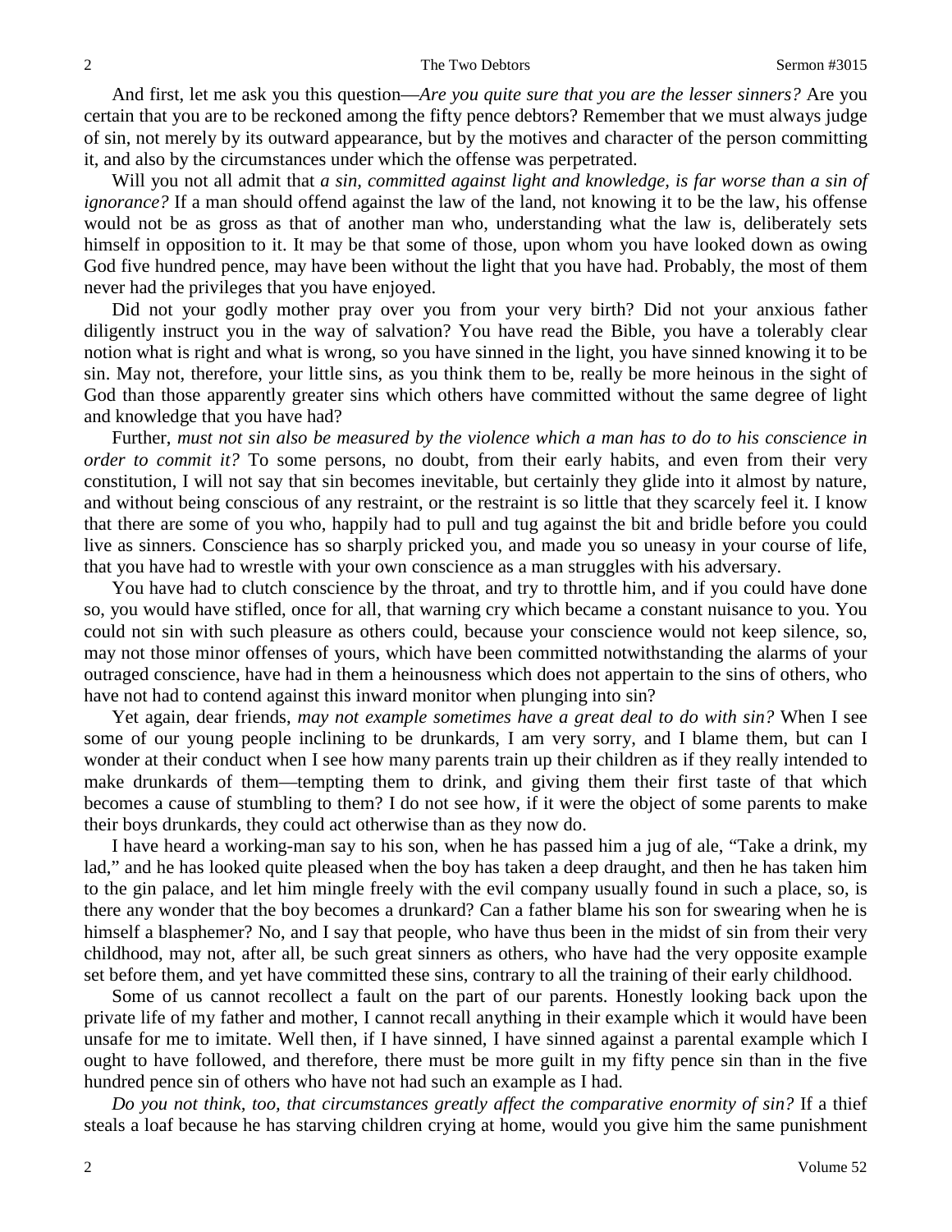And first, let me ask you this question—*Are you quite sure that you are the lesser sinners?* Are you certain that you are to be reckoned among the fifty pence debtors? Remember that we must always judge of sin, not merely by its outward appearance, but by the motives and character of the person committing it, and also by the circumstances under which the offense was perpetrated.

Will you not all admit that *a sin, committed against light and knowledge, is far worse than a sin of ignorance?* If a man should offend against the law of the land, not knowing it to be the law, his offense would not be as gross as that of another man who, understanding what the law is, deliberately sets himself in opposition to it. It may be that some of those, upon whom you have looked down as owing God five hundred pence, may have been without the light that you have had. Probably, the most of them never had the privileges that you have enjoyed.

Did not your godly mother pray over you from your very birth? Did not your anxious father diligently instruct you in the way of salvation? You have read the Bible, you have a tolerably clear notion what is right and what is wrong, so you have sinned in the light, you have sinned knowing it to be sin. May not, therefore, your little sins, as you think them to be, really be more heinous in the sight of God than those apparently greater sins which others have committed without the same degree of light and knowledge that you have had?

Further, *must not sin also be measured by the violence which a man has to do to his conscience in order to commit it?* To some persons, no doubt, from their early habits, and even from their very constitution, I will not say that sin becomes inevitable, but certainly they glide into it almost by nature, and without being conscious of any restraint, or the restraint is so little that they scarcely feel it. I know that there are some of you who, happily had to pull and tug against the bit and bridle before you could live as sinners. Conscience has so sharply pricked you, and made you so uneasy in your course of life, that you have had to wrestle with your own conscience as a man struggles with his adversary.

You have had to clutch conscience by the throat, and try to throttle him, and if you could have done so, you would have stifled, once for all, that warning cry which became a constant nuisance to you. You could not sin with such pleasure as others could, because your conscience would not keep silence, so, may not those minor offenses of yours, which have been committed notwithstanding the alarms of your outraged conscience, have had in them a heinousness which does not appertain to the sins of others, who have not had to contend against this inward monitor when plunging into sin?

Yet again, dear friends, *may not example sometimes have a great deal to do with sin?* When I see some of our young people inclining to be drunkards, I am very sorry, and I blame them, but can I wonder at their conduct when I see how many parents train up their children as if they really intended to make drunkards of them—tempting them to drink, and giving them their first taste of that which becomes a cause of stumbling to them? I do not see how, if it were the object of some parents to make their boys drunkards, they could act otherwise than as they now do.

I have heard a working-man say to his son, when he has passed him a jug of ale, "Take a drink, my lad," and he has looked quite pleased when the boy has taken a deep draught, and then he has taken him to the gin palace, and let him mingle freely with the evil company usually found in such a place, so, is there any wonder that the boy becomes a drunkard? Can a father blame his son for swearing when he is himself a blasphemer? No, and I say that people, who have thus been in the midst of sin from their very childhood, may not, after all, be such great sinners as others, who have had the very opposite example set before them, and yet have committed these sins, contrary to all the training of their early childhood.

Some of us cannot recollect a fault on the part of our parents. Honestly looking back upon the private life of my father and mother, I cannot recall anything in their example which it would have been unsafe for me to imitate. Well then, if I have sinned, I have sinned against a parental example which I ought to have followed, and therefore, there must be more guilt in my fifty pence sin than in the five hundred pence sin of others who have not had such an example as I had.

*Do you not think, too, that circumstances greatly affect the comparative enormity of sin?* If a thief steals a loaf because he has starving children crying at home, would you give him the same punishment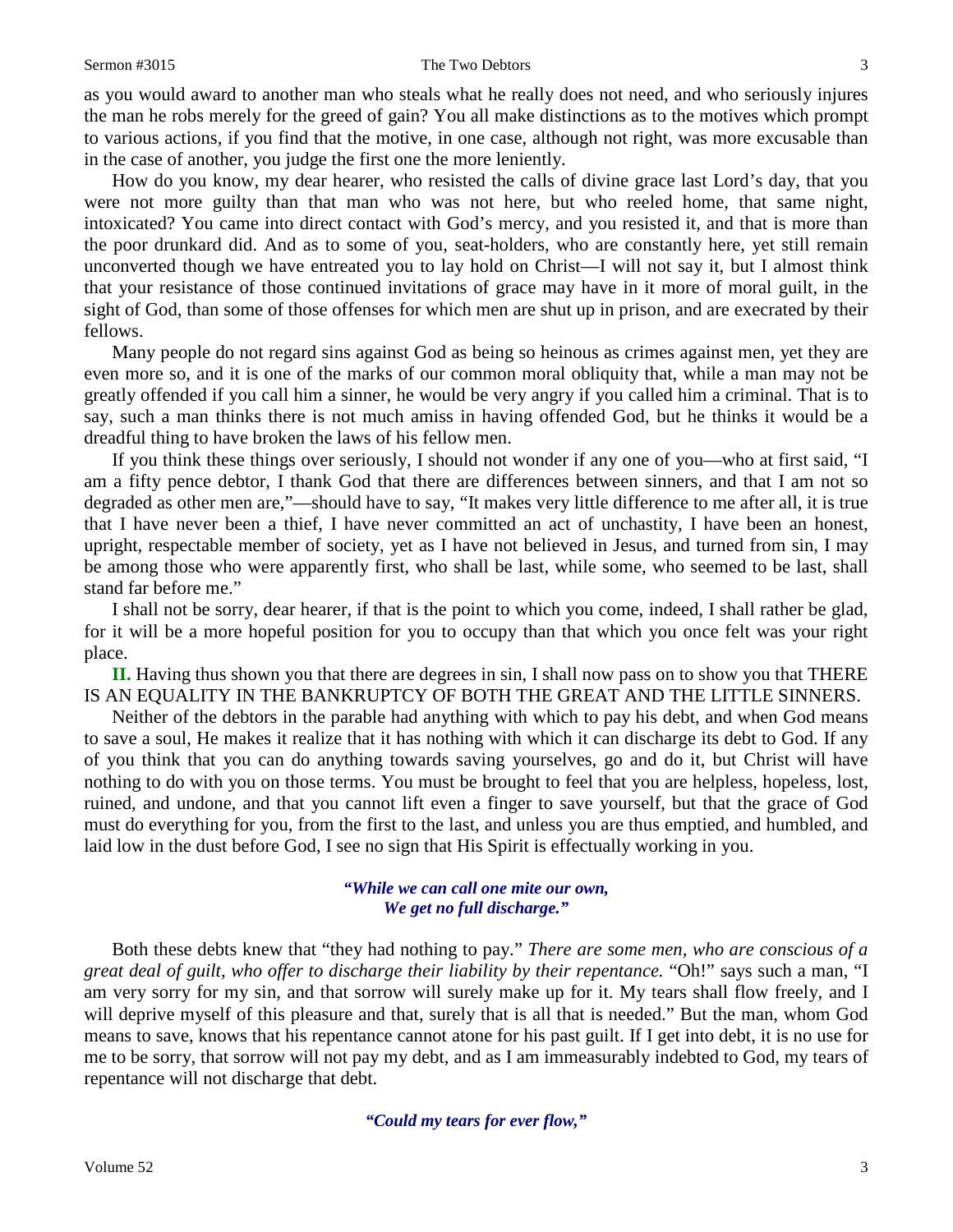as you would award to another man who steals what he really does not need, and who seriously injures the man he robs merely for the greed of gain? You all make distinctions as to the motives which prompt to various actions, if you find that the motive, in one case, although not right, was more excusable than in the case of another, you judge the first one the more leniently.

How do you know, my dear hearer, who resisted the calls of divine grace last Lord's day, that you were not more guilty than that man who was not here, but who reeled home, that same night, intoxicated? You came into direct contact with God's mercy, and you resisted it, and that is more than the poor drunkard did. And as to some of you, seat-holders, who are constantly here, yet still remain unconverted though we have entreated you to lay hold on Christ—I will not say it, but I almost think that your resistance of those continued invitations of grace may have in it more of moral guilt, in the sight of God, than some of those offenses for which men are shut up in prison, and are execrated by their fellows.

Many people do not regard sins against God as being so heinous as crimes against men, yet they are even more so, and it is one of the marks of our common moral obliquity that, while a man may not be greatly offended if you call him a sinner, he would be very angry if you called him a criminal. That is to say, such a man thinks there is not much amiss in having offended God, but he thinks it would be a dreadful thing to have broken the laws of his fellow men.

If you think these things over seriously, I should not wonder if any one of you—who at first said, "I am a fifty pence debtor, I thank God that there are differences between sinners, and that I am not so degraded as other men are,"—should have to say, "It makes very little difference to me after all, it is true that I have never been a thief, I have never committed an act of unchastity, I have been an honest, upright, respectable member of society, yet as I have not believed in Jesus, and turned from sin, I may be among those who were apparently first, who shall be last, while some, who seemed to be last, shall stand far before me."

I shall not be sorry, dear hearer, if that is the point to which you come, indeed, I shall rather be glad, for it will be a more hopeful position for you to occupy than that which you once felt was your right place.

**II.** Having thus shown you that there are degrees in sin, I shall now pass on to show you that THERE IS AN EQUALITY IN THE BANKRUPTCY OF BOTH THE GREAT AND THE LITTLE SINNERS.

Neither of the debtors in the parable had anything with which to pay his debt, and when God means to save a soul, He makes it realize that it has nothing with which it can discharge its debt to God. If any of you think that you can do anything towards saving yourselves, go and do it, but Christ will have nothing to do with you on those terms. You must be brought to feel that you are helpless, hopeless, lost, ruined, and undone, and that you cannot lift even a finger to save yourself, but that the grace of God must do everything for you, from the first to the last, and unless you are thus emptied, and humbled, and laid low in the dust before God, I see no sign that His Spirit is effectually working in you.

> ***"While we can call one mite our own,***
> ***We get no full discharge."***

Both these debts knew that "they had nothing to pay." *There are some men, who are conscious of a great deal of guilt, who offer to discharge their liability by their repentance.* "Oh!" says such a man, "I am very sorry for my sin, and that sorrow will surely make up for it. My tears shall flow freely, and I will deprive myself of this pleasure and that, surely that is all that is needed." But the man, whom God means to save, knows that his repentance cannot atone for his past guilt. If I get into debt, it is no use for me to be sorry, that sorrow will not pay my debt, and as I am immeasurably indebted to God, my tears of repentance will not discharge that debt.

> ***"Could my tears for ever flow,"***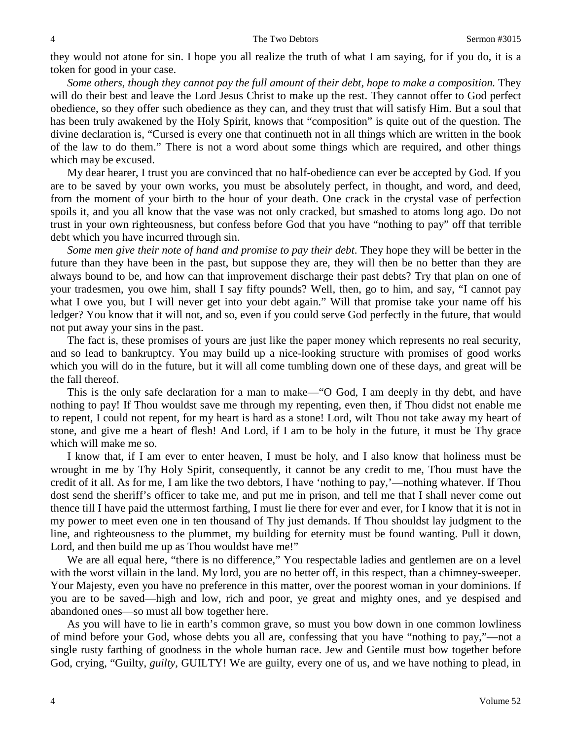they would not atone for sin. I hope you all realize the truth of what I am saying, for if you do, it is a token for good in your case.

*Some others, though they cannot pay the full amount of their debt, hope to make a composition.* They will do their best and leave the Lord Jesus Christ to make up the rest. They cannot offer to God perfect obedience, so they offer such obedience as they can, and they trust that will satisfy Him. But a soul that has been truly awakened by the Holy Spirit, knows that "composition" is quite out of the question. The divine declaration is, "Cursed is every one that continueth not in all things which are written in the book of the law to do them." There is not a word about some things which are required, and other things which may be excused.

My dear hearer, I trust you are convinced that no half-obedience can ever be accepted by God. If you are to be saved by your own works, you must be absolutely perfect, in thought, and word, and deed, from the moment of your birth to the hour of your death. One crack in the crystal vase of perfection spoils it, and you all know that the vase was not only cracked, but smashed to atoms long ago. Do not trust in your own righteousness, but confess before God that you have "nothing to pay" off that terrible debt which you have incurred through sin.

*Some men give their note of hand and promise to pay their debt*. They hope they will be better in the future than they have been in the past, but suppose they are, they will then be no better than they are always bound to be, and how can that improvement discharge their past debts? Try that plan on one of your tradesmen, you owe him, shall I say fifty pounds? Well, then, go to him, and say, "I cannot pay what I owe you, but I will never get into your debt again." Will that promise take your name off his ledger? You know that it will not, and so, even if you could serve God perfectly in the future, that would not put away your sins in the past.

The fact is, these promises of yours are just like the paper money which represents no real security, and so lead to bankruptcy. You may build up a nice-looking structure with promises of good works which you will do in the future, but it will all come tumbling down one of these days, and great will be the fall thereof.

This is the only safe declaration for a man to make—"O God, I am deeply in thy debt, and have nothing to pay! If Thou wouldst save me through my repenting, even then, if Thou didst not enable me to repent, I could not repent, for my heart is hard as a stone! Lord, wilt Thou not take away my heart of stone, and give me a heart of flesh! And Lord, if I am to be holy in the future, it must be Thy grace which will make me so.

I know that, if I am ever to enter heaven, I must be holy, and I also know that holiness must be wrought in me by Thy Holy Spirit, consequently, it cannot be any credit to me, Thou must have the credit of it all. As for me, I am like the two debtors, I have 'nothing to pay,'—nothing whatever. If Thou dost send the sheriff's officer to take me, and put me in prison, and tell me that I shall never come out thence till I have paid the uttermost farthing, I must lie there for ever and ever, for I know that it is not in my power to meet even one in ten thousand of Thy just demands. If Thou shouldst lay judgment to the line, and righteousness to the plummet, my building for eternity must be found wanting. Pull it down, Lord, and then build me up as Thou wouldst have me!"

We are all equal here, "there is no difference," You respectable ladies and gentlemen are on a level with the worst villain in the land. My lord, you are no better off, in this respect, than a chimney-sweeper. Your Majesty, even you have no preference in this matter, over the poorest woman in your dominions. If you are to be saved—high and low, rich and poor, ye great and mighty ones, and ye despised and abandoned ones—so must all bow together here.

As you will have to lie in earth's common grave, so must you bow down in one common lowliness of mind before your God, whose debts you all are, confessing that you have "nothing to pay,"—not a single rusty farthing of goodness in the whole human race. Jew and Gentile must bow together before God, crying, "Guilty, *guilty*, GUILTY! We are guilty, every one of us, and we have nothing to plead, in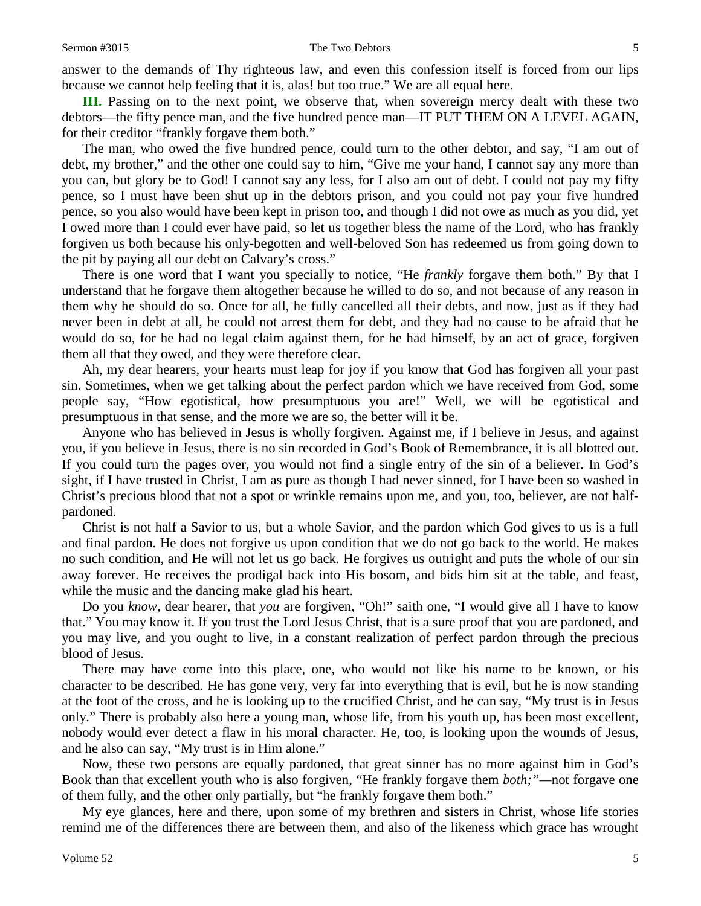answer to the demands of Thy righteous law, and even this confession itself is forced from our lips because we cannot help feeling that it is, alas! but too true." We are all equal here.

**III.** Passing on to the next point, we observe that, when sovereign mercy dealt with these two debtors—the fifty pence man, and the five hundred pence man—IT PUT THEM ON A LEVEL AGAIN, for their creditor "frankly forgave them both."

The man, who owed the five hundred pence, could turn to the other debtor, and say, "I am out of debt, my brother," and the other one could say to him, "Give me your hand, I cannot say any more than you can, but glory be to God! I cannot say any less, for I also am out of debt. I could not pay my fifty pence, so I must have been shut up in the debtors prison, and you could not pay your five hundred pence, so you also would have been kept in prison too, and though I did not owe as much as you did, yet I owed more than I could ever have paid, so let us together bless the name of the Lord, who has frankly forgiven us both because his only-begotten and well-beloved Son has redeemed us from going down to the pit by paying all our debt on Calvary's cross."

There is one word that I want you specially to notice, "He *frankly* forgave them both." By that I understand that he forgave them altogether because he willed to do so, and not because of any reason in them why he should do so. Once for all, he fully cancelled all their debts, and now, just as if they had never been in debt at all, he could not arrest them for debt, and they had no cause to be afraid that he would do so, for he had no legal claim against them, for he had himself, by an act of grace, forgiven them all that they owed, and they were therefore clear.

Ah, my dear hearers, your hearts must leap for joy if you know that God has forgiven all your past sin. Sometimes, when we get talking about the perfect pardon which we have received from God, some people say, "How egotistical, how presumptuous you are!" Well, we will be egotistical and presumptuous in that sense, and the more we are so, the better will it be.

Anyone who has believed in Jesus is wholly forgiven. Against me, if I believe in Jesus, and against you, if you believe in Jesus, there is no sin recorded in God's Book of Remembrance, it is all blotted out. If you could turn the pages over, you would not find a single entry of the sin of a believer. In God's sight, if I have trusted in Christ, I am as pure as though I had never sinned, for I have been so washed in Christ's precious blood that not a spot or wrinkle remains upon me, and you, too, believer, are not half-pardoned.

Christ is not half a Savior to us, but a whole Savior, and the pardon which God gives to us is a full and final pardon. He does not forgive us upon condition that we do not go back to the world. He makes no such condition, and He will not let us go back. He forgives us outright and puts the whole of our sin away forever. He receives the prodigal back into His bosom, and bids him sit at the table, and feast, while the music and the dancing make glad his heart.

Do you *know*, dear hearer, that *you* are forgiven, "Oh!" saith one, "I would give all I have to know that." You may know it. If you trust the Lord Jesus Christ, that is a sure proof that you are pardoned, and you may live, and you ought to live, in a constant realization of perfect pardon through the precious blood of Jesus.

There may have come into this place, one, who would not like his name to be known, or his character to be described. He has gone very, very far into everything that is evil, but he is now standing at the foot of the cross, and he is looking up to the crucified Christ, and he can say, "My trust is in Jesus only." There is probably also here a young man, whose life, from his youth up, has been most excellent, nobody would ever detect a flaw in his moral character. He, too, is looking upon the wounds of Jesus, and he also can say, "My trust is in Him alone."

Now, these two persons are equally pardoned, that great sinner has no more against him in God's Book than that excellent youth who is also forgiven, "He frankly forgave them *both;"*—not forgave one of them fully, and the other only partially, but "he frankly forgave them both."

My eye glances, here and there, upon some of my brethren and sisters in Christ, whose life stories remind me of the differences there are between them, and also of the likeness which grace has wrought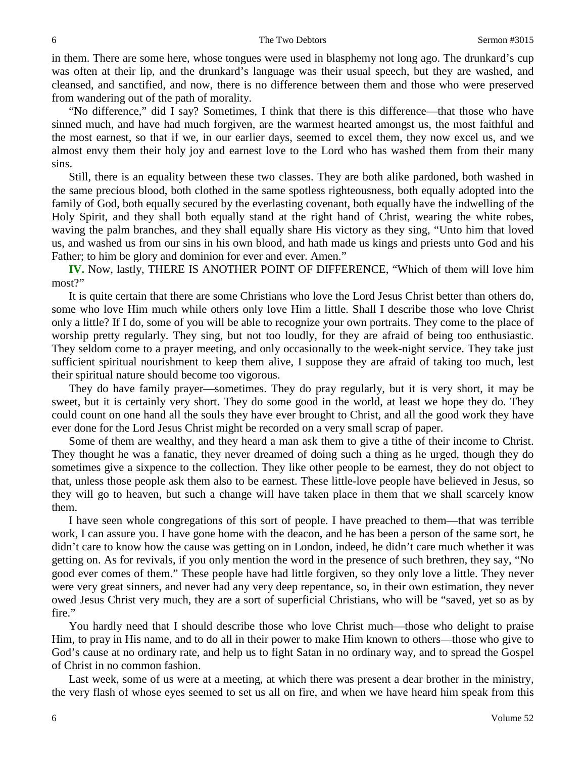in them. There are some here, whose tongues were used in blasphemy not long ago. The drunkard's cup was often at their lip, and the drunkard's language was their usual speech, but they are washed, and cleansed, and sanctified, and now, there is no difference between them and those who were preserved from wandering out of the path of morality.

"No difference," did I say? Sometimes, I think that there is this difference—that those who have sinned much, and have had much forgiven, are the warmest hearted amongst us, the most faithful and the most earnest, so that if we, in our earlier days, seemed to excel them, they now excel us, and we almost envy them their holy joy and earnest love to the Lord who has washed them from their many sins.

Still, there is an equality between these two classes. They are both alike pardoned, both washed in the same precious blood, both clothed in the same spotless righteousness, both equally adopted into the family of God, both equally secured by the everlasting covenant, both equally have the indwelling of the Holy Spirit, and they shall both equally stand at the right hand of Christ, wearing the white robes, waving the palm branches, and they shall equally share His victory as they sing, "Unto him that loved us, and washed us from our sins in his own blood, and hath made us kings and priests unto God and his Father; to him be glory and dominion for ever and ever. Amen."

**IV.** Now, lastly, THERE IS ANOTHER POINT OF DIFFERENCE, "Which of them will love him most?"

It is quite certain that there are some Christians who love the Lord Jesus Christ better than others do, some who love Him much while others only love Him a little. Shall I describe those who love Christ only a little? If I do, some of you will be able to recognize your own portraits. They come to the place of worship pretty regularly. They sing, but not too loudly, for they are afraid of being too enthusiastic. They seldom come to a prayer meeting, and only occasionally to the week-night service. They take just sufficient spiritual nourishment to keep them alive, I suppose they are afraid of taking too much, lest their spiritual nature should become too vigorous.

They do have family prayer—sometimes. They do pray regularly, but it is very short, it may be sweet, but it is certainly very short. They do some good in the world, at least we hope they do. They could count on one hand all the souls they have ever brought to Christ, and all the good work they have ever done for the Lord Jesus Christ might be recorded on a very small scrap of paper.

Some of them are wealthy, and they heard a man ask them to give a tithe of their income to Christ. They thought he was a fanatic, they never dreamed of doing such a thing as he urged, though they do sometimes give a sixpence to the collection. They like other people to be earnest, they do not object to that, unless those people ask them also to be earnest. These little-love people have believed in Jesus, so they will go to heaven, but such a change will have taken place in them that we shall scarcely know them.

I have seen whole congregations of this sort of people. I have preached to them—that was terrible work, I can assure you. I have gone home with the deacon, and he has been a person of the same sort, he didn't care to know how the cause was getting on in London, indeed, he didn't care much whether it was getting on. As for revivals, if you only mention the word in the presence of such brethren, they say, "No good ever comes of them." These people have had little forgiven, so they only love a little. They never were very great sinners, and never had any very deep repentance, so, in their own estimation, they never owed Jesus Christ very much, they are a sort of superficial Christians, who will be "saved, yet so as by fire."

You hardly need that I should describe those who love Christ much—those who delight to praise Him, to pray in His name, and to do all in their power to make Him known to others—those who give to God's cause at no ordinary rate, and help us to fight Satan in no ordinary way, and to spread the Gospel of Christ in no common fashion.

Last week, some of us were at a meeting, at which there was present a dear brother in the ministry, the very flash of whose eyes seemed to set us all on fire, and when we have heard him speak from this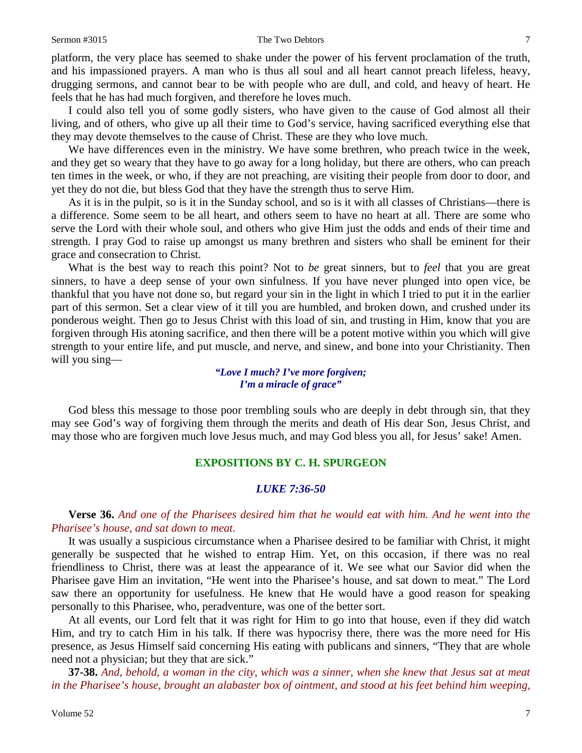platform, the very place has seemed to shake under the power of his fervent proclamation of the truth, and his impassioned prayers. A man who is thus all soul and all heart cannot preach lifeless, heavy, drugging sermons, and cannot bear to be with people who are dull, and cold, and heavy of heart. He feels that he has had much forgiven, and therefore he loves much.

I could also tell you of some godly sisters, who have given to the cause of God almost all their living, and of others, who give up all their time to God's service, having sacrificed everything else that they may devote themselves to the cause of Christ. These are they who love much.

We have differences even in the ministry. We have some brethren, who preach twice in the week, and they get so weary that they have to go away for a long holiday, but there are others, who can preach ten times in the week, or who, if they are not preaching, are visiting their people from door to door, and yet they do not die, but bless God that they have the strength thus to serve Him.

As it is in the pulpit, so is it in the Sunday school, and so is it with all classes of Christians—there is a difference. Some seem to be all heart, and others seem to have no heart at all. There are some who serve the Lord with their whole soul, and others who give Him just the odds and ends of their time and strength. I pray God to raise up amongst us many brethren and sisters who shall be eminent for their grace and consecration to Christ.

What is the best way to reach this point? Not to *be* great sinners, but to *feel* that you are great sinners, to have a deep sense of your own sinfulness. If you have never plunged into open vice, be thankful that you have not done so, but regard your sin in the light in which I tried to put it in the earlier part of this sermon. Set a clear view of it till you are humbled, and broken down, and crushed under its ponderous weight. Then go to Jesus Christ with this load of sin, and trusting in Him, know that you are forgiven through His atoning sacrifice, and then there will be a potent motive within you which will give strength to your entire life, and put muscle, and nerve, and sinew, and bone into your Christianity. Then will you sing—

> ***"Love I much? I've more forgiven;***
> ***I'm a miracle of grace"***

God bless this message to those poor trembling souls who are deeply in debt through sin, that they may see God's way of forgiving them through the merits and death of His dear Son, Jesus Christ, and may those who are forgiven much love Jesus much, and may God bless you all, for Jesus' sake! Amen.

## EXPOSITIONS BY C. H. SPURGEON

### *LUKE 7:36-50*

**Verse 36.** *And one of the Pharisees desired him that he would eat with him. And he went into the Pharisee's house, and sat down to meat.*

It was usually a suspicious circumstance when a Pharisee desired to be familiar with Christ, it might generally be suspected that he wished to entrap Him. Yet, on this occasion, if there was no real friendliness to Christ, there was at least the appearance of it. We see what our Savior did when the Pharisee gave Him an invitation, "He went into the Pharisee's house, and sat down to meat." The Lord saw there an opportunity for usefulness. He knew that He would have a good reason for speaking personally to this Pharisee, who, peradventure, was one of the better sort.

At all events, our Lord felt that it was right for Him to go into that house, even if they did watch Him, and try to catch Him in his talk. If there was hypocrisy there, there was the more need for His presence, as Jesus Himself said concerning His eating with publicans and sinners, "They that are whole need not a physician; but they that are sick."

**37-38.** *And, behold, a woman in the city, which was a sinner, when she knew that Jesus sat at meat in the Pharisee's house, brought an alabaster box of ointment, and stood at his feet behind him weeping,*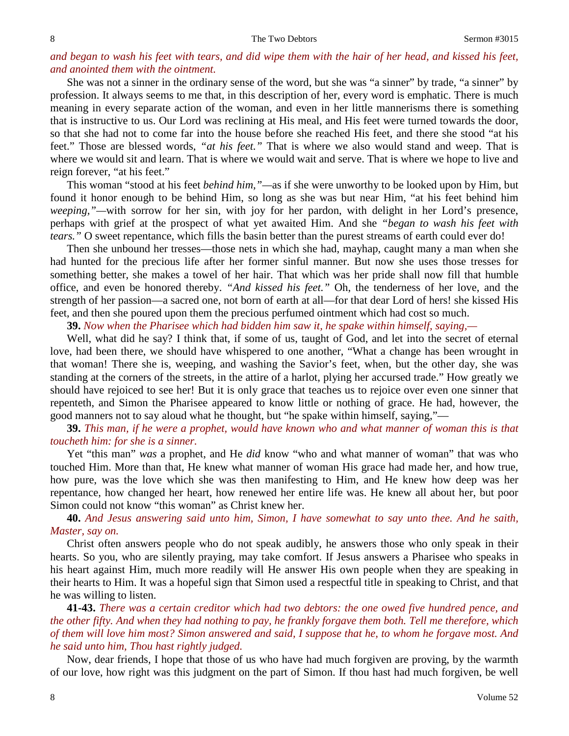*and began to wash his feet with tears, and did wipe them with the hair of her head, and kissed his feet, and anointed them with the ointment.*

She was not a sinner in the ordinary sense of the word, but she was "a sinner" by trade, "a sinner" by profession. It always seems to me that, in this description of her, every word is emphatic. There is much meaning in every separate action of the woman, and even in her little mannerisms there is something that is instructive to us. Our Lord was reclining at His meal, and His feet were turned towards the door, so that she had not to come far into the house before she reached His feet, and there she stood "at his feet." Those are blessed words, *"at his feet."* That is where we also would stand and weep. That is where we would sit and learn. That is where we would wait and serve. That is where we hope to live and reign forever, "at his feet."

This woman "stood at his feet *behind him,"*—as if she were unworthy to be looked upon by Him, but found it honor enough to be behind Him, so long as she was but near Him, "at his feet behind him *weeping,"*—with sorrow for her sin, with joy for her pardon, with delight in her Lord's presence, perhaps with grief at the prospect of what yet awaited Him. And she *"began to wash his feet with tears."* O sweet repentance, which fills the basin better than the purest streams of earth could ever do!

Then she unbound her tresses—those nets in which she had, mayhap, caught many a man when she had hunted for the precious life after her former sinful manner. But now she uses those tresses for something better, she makes a towel of her hair. That which was her pride shall now fill that humble office, and even be honored thereby. *"And kissed his feet."* Oh, the tenderness of her love, and the strength of her passion—a sacred one, not born of earth at all—for that dear Lord of hers! she kissed His feet, and then she poured upon them the precious perfumed ointment which had cost so much.

**39.** *Now when the Pharisee which had bidden him saw it, he spake within himself, saying,—*

Well, what did he say? I think that, if some of us, taught of God, and let into the secret of eternal love, had been there, we should have whispered to one another, "What a change has been wrought in that woman! There she is, weeping, and washing the Savior's feet, when, but the other day, she was standing at the corners of the streets, in the attire of a harlot, plying her accursed trade." How greatly we should have rejoiced to see her! But it is only grace that teaches us to rejoice over even one sinner that repenteth, and Simon the Pharisee appeared to know little or nothing of grace. He had, however, the good manners not to say aloud what he thought, but "he spake within himself, saying,"—

**39.** *This man, if he were a prophet, would have known who and what manner of woman this is that toucheth him: for she is a sinner.*

Yet "this man" *was* a prophet, and He *did* know "who and what manner of woman" that was who touched Him. More than that, He knew what manner of woman His grace had made her, and how true, how pure, was the love which she was then manifesting to Him, and He knew how deep was her repentance, how changed her heart, how renewed her entire life was. He knew all about her, but poor Simon could not know "this woman" as Christ knew her.

**40.** *And Jesus answering said unto him, Simon, I have somewhat to say unto thee. And he saith, Master, say on.*

Christ often answers people who do not speak audibly, he answers those who only speak in their hearts. So you, who are silently praying, may take comfort. If Jesus answers a Pharisee who speaks in his heart against Him, much more readily will He answer His own people when they are speaking in their hearts to Him. It was a hopeful sign that Simon used a respectful title in speaking to Christ, and that he was willing to listen.

**41-43.** *There was a certain creditor which had two debtors: the one owed five hundred pence, and the other fifty. And when they had nothing to pay, he frankly forgave them both. Tell me therefore, which of them will love him most? Simon answered and said, I suppose that he, to whom he forgave most. And he said unto him, Thou hast rightly judged.*

Now, dear friends, I hope that those of us who have had much forgiven are proving, by the warmth of our love, how right was this judgment on the part of Simon. If thou hast had much forgiven, be well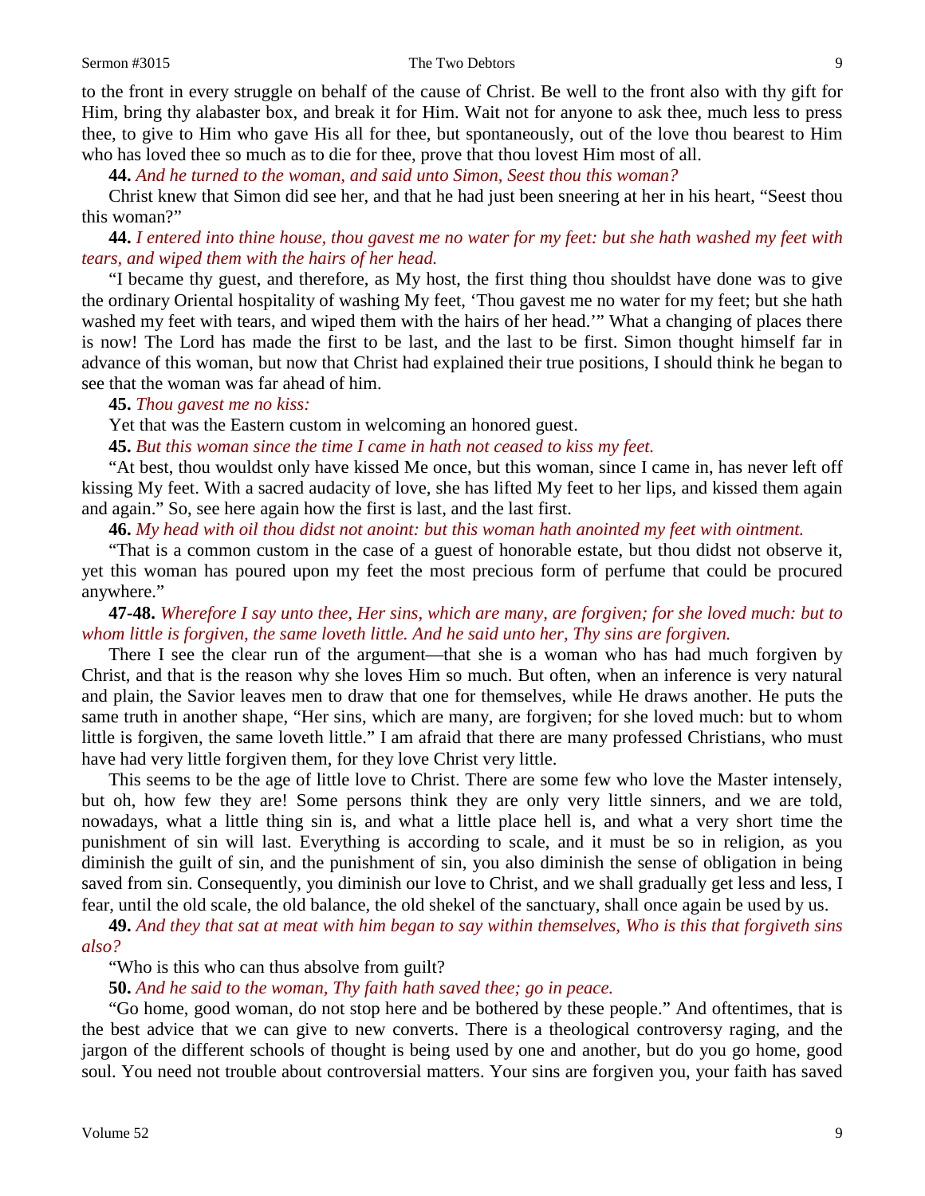to the front in every struggle on behalf of the cause of Christ. Be well to the front also with thy gift for Him, bring thy alabaster box, and break it for Him. Wait not for anyone to ask thee, much less to press thee, to give to Him who gave His all for thee, but spontaneously, out of the love thou bearest to Him who has loved thee so much as to die for thee, prove that thou lovest Him most of all.

**44.** *And he turned to the woman, and said unto Simon, Seest thou this woman?*

Christ knew that Simon did see her, and that he had just been sneering at her in his heart, "Seest thou this woman?"

**44.** *I entered into thine house, thou gavest me no water for my feet: but she hath washed my feet with tears, and wiped them with the hairs of her head.*

"I became thy guest, and therefore, as My host, the first thing thou shouldst have done was to give the ordinary Oriental hospitality of washing My feet, 'Thou gavest me no water for my feet; but she hath washed my feet with tears, and wiped them with the hairs of her head.'" What a changing of places there is now! The Lord has made the first to be last, and the last to be first. Simon thought himself far in advance of this woman, but now that Christ had explained their true positions, I should think he began to see that the woman was far ahead of him.

**45.** *Thou gavest me no kiss:*

Yet that was the Eastern custom in welcoming an honored guest.

**45.** *But this woman since the time I came in hath not ceased to kiss my feet.*

"At best, thou wouldst only have kissed Me once, but this woman, since I came in, has never left off kissing My feet. With a sacred audacity of love, she has lifted My feet to her lips, and kissed them again and again." So, see here again how the first is last, and the last first.

**46.** *My head with oil thou didst not anoint: but this woman hath anointed my feet with ointment.*

"That is a common custom in the case of a guest of honorable estate, but thou didst not observe it, yet this woman has poured upon my feet the most precious form of perfume that could be procured anywhere."

**47-48.** *Wherefore I say unto thee, Her sins, which are many, are forgiven; for she loved much: but to whom little is forgiven, the same loveth little. And he said unto her, Thy sins are forgiven.*

There I see the clear run of the argument—that she is a woman who has had much forgiven by Christ, and that is the reason why she loves Him so much. But often, when an inference is very natural and plain, the Savior leaves men to draw that one for themselves, while He draws another. He puts the same truth in another shape, "Her sins, which are many, are forgiven; for she loved much: but to whom little is forgiven, the same loveth little." I am afraid that there are many professed Christians, who must have had very little forgiven them, for they love Christ very little.

This seems to be the age of little love to Christ. There are some few who love the Master intensely, but oh, how few they are! Some persons think they are only very little sinners, and we are told, nowadays, what a little thing sin is, and what a little place hell is, and what a very short time the punishment of sin will last. Everything is according to scale, and it must be so in religion, as you diminish the guilt of sin, and the punishment of sin, you also diminish the sense of obligation in being saved from sin. Consequently, you diminish our love to Christ, and we shall gradually get less and less, I fear, until the old scale, the old balance, the old shekel of the sanctuary, shall once again be used by us.

**49.** *And they that sat at meat with him began to say within themselves, Who is this that forgiveth sins also?*

"Who is this who can thus absolve from guilt?

**50.** *And he said to the woman, Thy faith hath saved thee; go in peace.*

"Go home, good woman, do not stop here and be bothered by these people." And oftentimes, that is the best advice that we can give to new converts. There is a theological controversy raging, and the jargon of the different schools of thought is being used by one and another, but do you go home, good soul. You need not trouble about controversial matters. Your sins are forgiven you, your faith has saved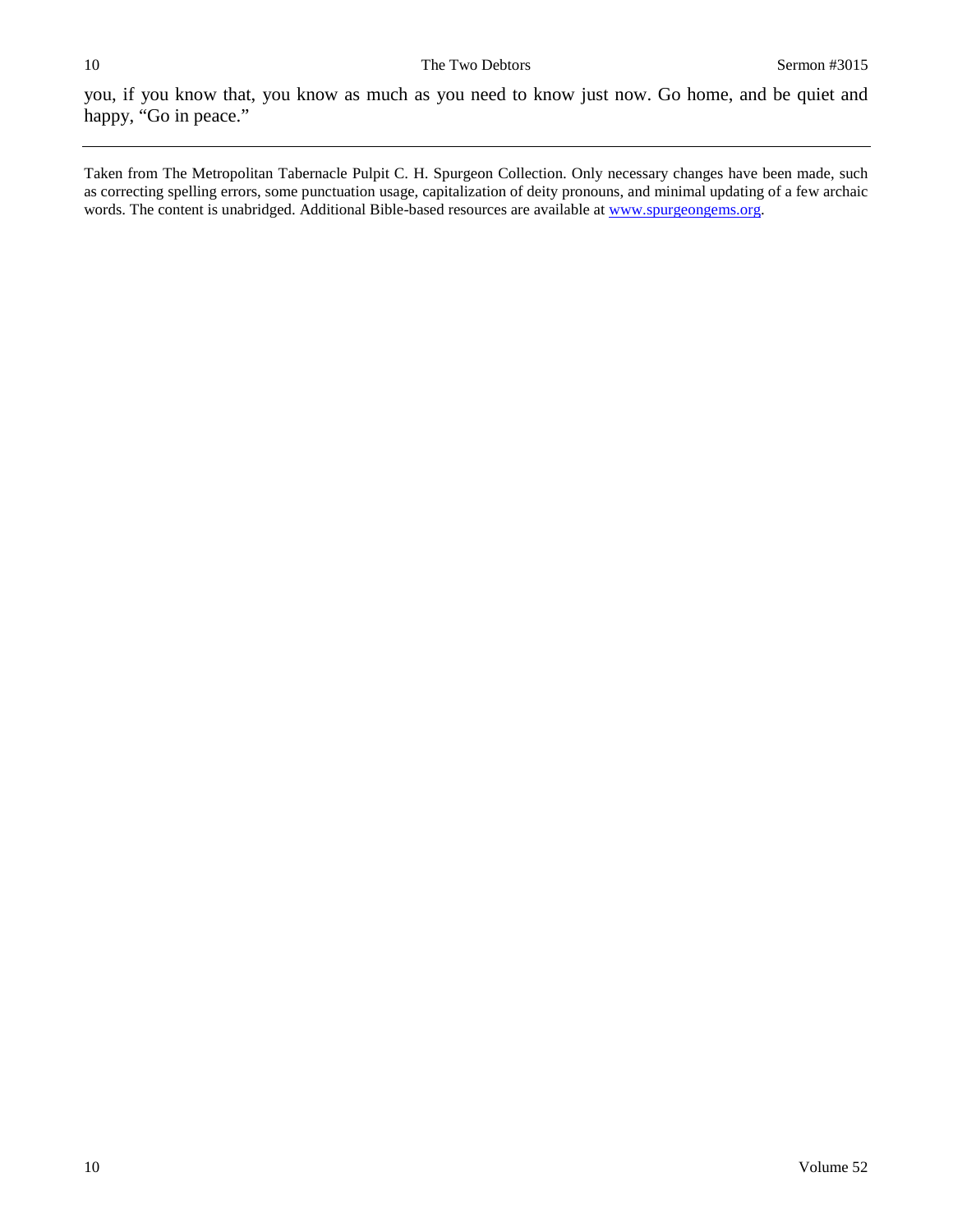you, if you know that, you know as much as you need to know just now. Go home, and be quiet and happy, "Go in peace."

---

Taken from The Metropolitan Tabernacle Pulpit C. H. Spurgeon Collection. Only necessary changes have been made, such as correcting spelling errors, some punctuation usage, capitalization of deity pronouns, and minimal updating of a few archaic words. The content is unabridged. Additional Bible-based resources are available at [www.spurgeongems.org](http://www.spurgeongems.org).